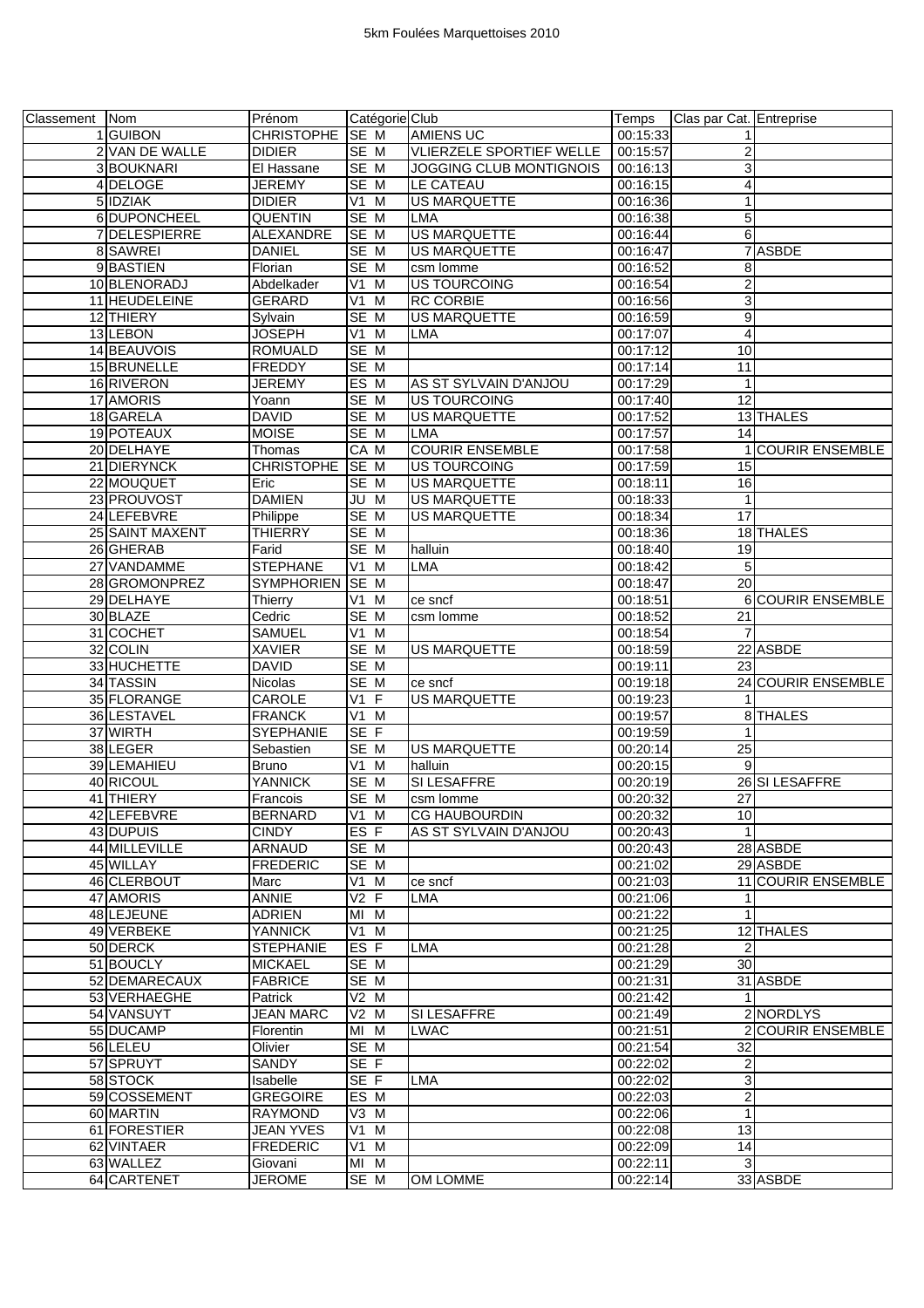# 5km Foulées Marquettoises 2010

| Classement | Nom | Prénom | Catégorie | Club | Temps | Clas par Cat. | Entreprise |
|---|---|---|---|---|---|---|---|
| 1 | GUIBON | CHRISTOPHE | SE M | AMIENS UC | 00:15:33 | 1 | |
| 2 | VAN DE WALLE | DIDIER | SE M | VLIERZELE SPORTIEF WELLE | 00:15:57 | 2 | |
| 3 | BOUKNARI | El Hassane | SE M | JOGGING CLUB MONTIGNOIS | 00:16:13 | 3 | |
| 4 | DELOGE | JEREMY | SE M | LE CATEAU | 00:16:15 | 4 | |
| 5 | IDZIAK | DIDIER | V1 M | US MARQUETTE | 00:16:36 | 1 | |
| 6 | DUPONCHEEL | QUENTIN | SE M | LMA | 00:16:38 | 5 | |
| 7 | DELESPIERRE | ALEXANDRE | SE M | US MARQUETTE | 00:16:44 | 6 | |
| 8 | SAWREI | DANIEL | SE M | US MARQUETTE | 00:16:47 | 7 | ASBDE |
| 9 | BASTIEN | Florian | SE M | csm lomme | 00:16:52 | 8 | |
| 10 | BLENORADJ | Abdelkader | V1 M | US TOURCOING | 00:16:54 | 2 | |
| 11 | HEUDELEINE | GERARD | V1 M | RC CORBIE | 00:16:56 | 3 | |
| 12 | THIERY | Sylvain | SE M | US MARQUETTE | 00:16:59 | 9 | |
| 13 | LEBON | JOSEPH | V1 M | LMA | 00:17:07 | 4 | |
| 14 | BEAUVOIS | ROMUALD | SE M | | 00:17:12 | 10 | |
| 15 | BRUNELLE | FREDDY | SE M | | 00:17:14 | 11 | |
| 16 | RIVERON | JEREMY | ES M | AS ST SYLVAIN D'ANJOU | 00:17:29 | 1 | |
| 17 | AMORIS | Yoann | SE M | US TOURCOING | 00:17:40 | 12 | |
| 18 | GARELA | DAVID | SE M | US MARQUETTE | 00:17:52 | 13 | THALES |
| 19 | POTEAUX | MOISE | SE M | LMA | 00:17:57 | 14 | |
| 20 | DELHAYE | Thomas | CA M | COURIR ENSEMBLE | 00:17:58 | 1 | COURIR ENSEMBLE |
| 21 | DIERYNCK | CHRISTOPHE | SE M | US TOURCOING | 00:17:59 | 15 | |
| 22 | MOUQUET | Eric | SE M | US MARQUETTE | 00:18:11 | 16 | |
| 23 | PROUVOST | DAMIEN | JU M | US MARQUETTE | 00:18:33 | 1 | |
| 24 | LEFEBVRE | Philippe | SE M | US MARQUETTE | 00:18:34 | 17 | |
| 25 | SAINT MAXENT | THIERRY | SE M | | 00:18:36 | 18 | THALES |
| 26 | GHERAB | Farid | SE M | halluin | 00:18:40 | 19 | |
| 27 | VANDAMME | STEPHANE | V1 M | LMA | 00:18:42 | 5 | |
| 28 | GROMONPREZ | SYMPHORIEN | SE M | | 00:18:47 | 20 | |
| 29 | DELHAYE | Thierry | V1 M | ce sncf | 00:18:51 | 6 | COURIR ENSEMBLE |
| 30 | BLAZE | Cedric | SE M | csm lomme | 00:18:52 | 21 | |
| 31 | COCHET | SAMUEL | V1 M | | 00:18:54 | 7 | |
| 32 | COLIN | XAVIER | SE M | US MARQUETTE | 00:18:59 | 22 | ASBDE |
| 33 | HUCHETTE | DAVID | SE M | | 00:19:11 | 23 | |
| 34 | TASSIN | Nicolas | SE M | ce sncf | 00:19:18 | 24 | COURIR ENSEMBLE |
| 35 | FLORANGE | CAROLE | V1 F | US MARQUETTE | 00:19:23 | 1 | |
| 36 | LESTAVEL | FRANCK | V1 M | | 00:19:57 | 8 | THALES |
| 37 | WIRTH | SYEPHANIE | SE F | | 00:19:59 | 1 | |
| 38 | LEGER | Sebastien | SE M | US MARQUETTE | 00:20:14 | 25 | |
| 39 | LEMAHIEU | Bruno | V1 M | halluin | 00:20:15 | 9 | |
| 40 | RICOUL | YANNICK | SE M | SI LESAFFRE | 00:20:19 | 26 | SI LESAFFRE |
| 41 | THIERY | Francois | SE M | csm lomme | 00:20:32 | 27 | |
| 42 | LEFEBVRE | BERNARD | V1 M | CG HAUBOURDIN | 00:20:32 | 10 | |
| 43 | DUPUIS | CINDY | ES F | AS ST SYLVAIN D'ANJOU | 00:20:43 | 1 | |
| 44 | MILLEVILLE | ARNAUD | SE M | | 00:20:43 | 28 | ASBDE |
| 45 | WILLAY | FREDERIC | SE M | | 00:21:02 | 29 | ASBDE |
| 46 | CLERBOUT | Marc | V1 M | ce sncf | 00:21:03 | 11 | COURIR ENSEMBLE |
| 47 | AMORIS | ANNIE | V2 F | LMA | 00:21:06 | 1 | |
| 48 | LEJEUNE | ADRIEN | MI M | | 00:21:22 | 1 | |
| 49 | VERBEKE | YANNICK | V1 M | | 00:21:25 | 12 | THALES |
| 50 | DERCK | STEPHANIE | ES F | LMA | 00:21:28 | 2 | |
| 51 | BOUCLY | MICKAEL | SE M | | 00:21:29 | 30 | |
| 52 | DEMARECAUX | FABRICE | SE M | | 00:21:31 | 31 | ASBDE |
| 53 | VERHAEGHE | Patrick | V2 M | | 00:21:42 | 1 | |
| 54 | VANSUYT | JEAN MARC | V2 M | SI LESAFFRE | 00:21:49 | 2 | NORDLYS |
| 55 | DUCAMP | Florentin | MI M | LWAC | 00:21:51 | 2 | COURIR ENSEMBLE |
| 56 | LELEU | Olivier | SE M | | 00:21:54 | 32 | |
| 57 | SPRUYT | SANDY | SE F | | 00:22:02 | 2 | |
| 58 | STOCK | Isabelle | SE F | LMA | 00:22:02 | 3 | |
| 59 | COSSEMENT | GREGOIRE | ES M | | 00:22:03 | 2 | |
| 60 | MARTIN | RAYMOND | V3 M | | 00:22:06 | 1 | |
| 61 | FORESTIER | JEAN YVES | V1 M | | 00:22:08 | 13 | |
| 62 | VINTAER | FREDERIC | V1 M | | 00:22:09 | 14 | |
| 63 | WALLEZ | Giovani | MI M | | 00:22:11 | 3 | |
| 64 | CARTENET | JEROME | SE M | OM LOMME | 00:22:14 | 33 | ASBDE |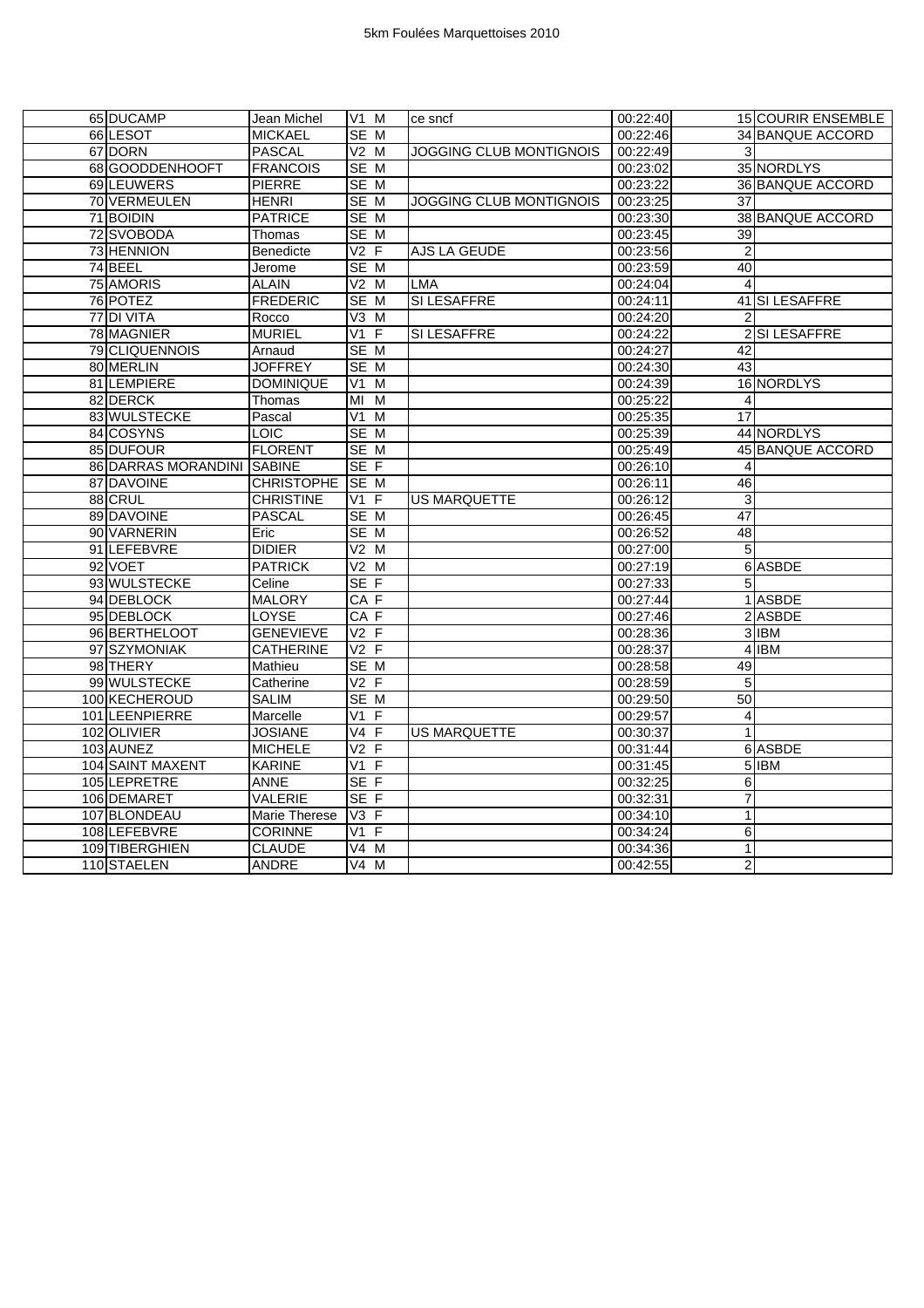| | | | | | | | |
|---|---|---|---|---|---|---|---|
| 65 | DUCAMP | Jean Michel | V1 M | ce sncf | 00:22:40 | 15 | COURIR ENSEMBLE |
| 66 | LESOT | MICKAEL | SE M | | 00:22:46 | 34 | BANQUE ACCORD |
| 67 | DORN | PASCAL | V2 M | JOGGING CLUB MONTIGNOIS | 00:22:49 | 3 | |
| 68 | GOODDENHOOFT | FRANCOIS | SE M | | 00:23:02 | 35 | NORDLYS |
| 69 | LEUWERS | PIERRE | SE M | | 00:23:22 | 36 | BANQUE ACCORD |
| 70 | VERMEULEN | HENRI | SE M | JOGGING CLUB MONTIGNOIS | 00:23:25 | 37 | |
| 71 | BOIDIN | PATRICE | SE M | | 00:23:30 | 38 | BANQUE ACCORD |
| 72 | SVOBODA | Thomas | SE M | | 00:23:45 | 39 | |
| 73 | HENNION | Benedicte | V2 F | AJS LA GEUDE | 00:23:56 | 2 | |
| 74 | BEEL | Jerome | SE M | | 00:23:59 | 40 | |
| 75 | AMORIS | ALAIN | V2 M | LMA | 00:24:04 | 4 | |
| 76 | POTEZ | FREDERIC | SE M | SI LESAFFRE | 00:24:11 | 41 | SI LESAFFRE |
| 77 | DI VITA | Rocco | V3 M | | 00:24:20 | 2 | |
| 78 | MAGNIER | MURIEL | V1 F | SI LESAFFRE | 00:24:22 | 2 | SI LESAFFRE |
| 79 | CLIQUENNOIS | Arnaud | SE M | | 00:24:27 | 42 | |
| 80 | MERLIN | JOFFREY | SE M | | 00:24:30 | 43 | |
| 81 | LEMPIERE | DOMINIQUE | V1 M | | 00:24:39 | 16 | NORDLYS |
| 82 | DERCK | Thomas | MI M | | 00:25:22 | 4 | |
| 83 | WULSTECKE | Pascal | V1 M | | 00:25:35 | 17 | |
| 84 | COSYNS | LOIC | SE M | | 00:25:39 | 44 | NORDLYS |
| 85 | DUFOUR | FLORENT | SE M | | 00:25:49 | 45 | BANQUE ACCORD |
| 86 | DARRAS MORANDINI | SABINE | SE F | | 00:26:10 | 4 | |
| 87 | DAVOINE | CHRISTOPHE | SE M | | 00:26:11 | 46 | |
| 88 | CRUL | CHRISTINE | V1 F | US MARQUETTE | 00:26:12 | 3 | |
| 89 | DAVOINE | PASCAL | SE M | | 00:26:45 | 47 | |
| 90 | VARNERIN | Eric | SE M | | 00:26:52 | 48 | |
| 91 | LEFEBVRE | DIDIER | V2 M | | 00:27:00 | 5 | |
| 92 | VOET | PATRICK | V2 M | | 00:27:19 | 6 | ASBDE |
| 93 | WULSTECKE | Celine | SE F | | 00:27:33 | 5 | |
| 94 | DEBLOCK | MALORY | CA F | | 00:27:44 | 1 | ASBDE |
| 95 | DEBLOCK | LOYSE | CA F | | 00:27:46 | 2 | ASBDE |
| 96 | BERTHELOOT | GENEVIEVE | V2 F | | 00:28:36 | 3 | IBM |
| 97 | SZYMONIAK | CATHERINE | V2 F | | 00:28:37 | 4 | IBM |
| 98 | THERY | Mathieu | SE M | | 00:28:58 | 49 | |
| 99 | WULSTECKE | Catherine | V2 F | | 00:28:59 | 5 | |
| 100 | KECHEROUD | SALIM | SE M | | 00:29:50 | 50 | |
| 101 | LEENPIERRE | Marcelle | V1 F | | 00:29:57 | 4 | |
| 102 | OLIVIER | JOSIANE | V4 F | US MARQUETTE | 00:30:37 | 1 | |
| 103 | AUNEZ | MICHELE | V2 F | | 00:31:44 | 6 | ASBDE |
| 104 | SAINT MAXENT | KARINE | V1 F | | 00:31:45 | 5 | IBM |
| 105 | LEPRETRE | ANNE | SE F | | 00:32:25 | 6 | |
| 106 | DEMARET | VALERIE | SE F | | 00:32:31 | 7 | |
| 107 | BLONDEAU | Marie Therese | V3 F | | 00:34:10 | 1 | |
| 108 | LEFEBVRE | CORINNE | V1 F | | 00:34:24 | 6 | |
| 109 | TIBERGHIEN | CLAUDE | V4 M | | 00:34:36 | 1 | |
| 110 | STAELEN | ANDRE | V4 M | | 00:42:55 | 2 | |